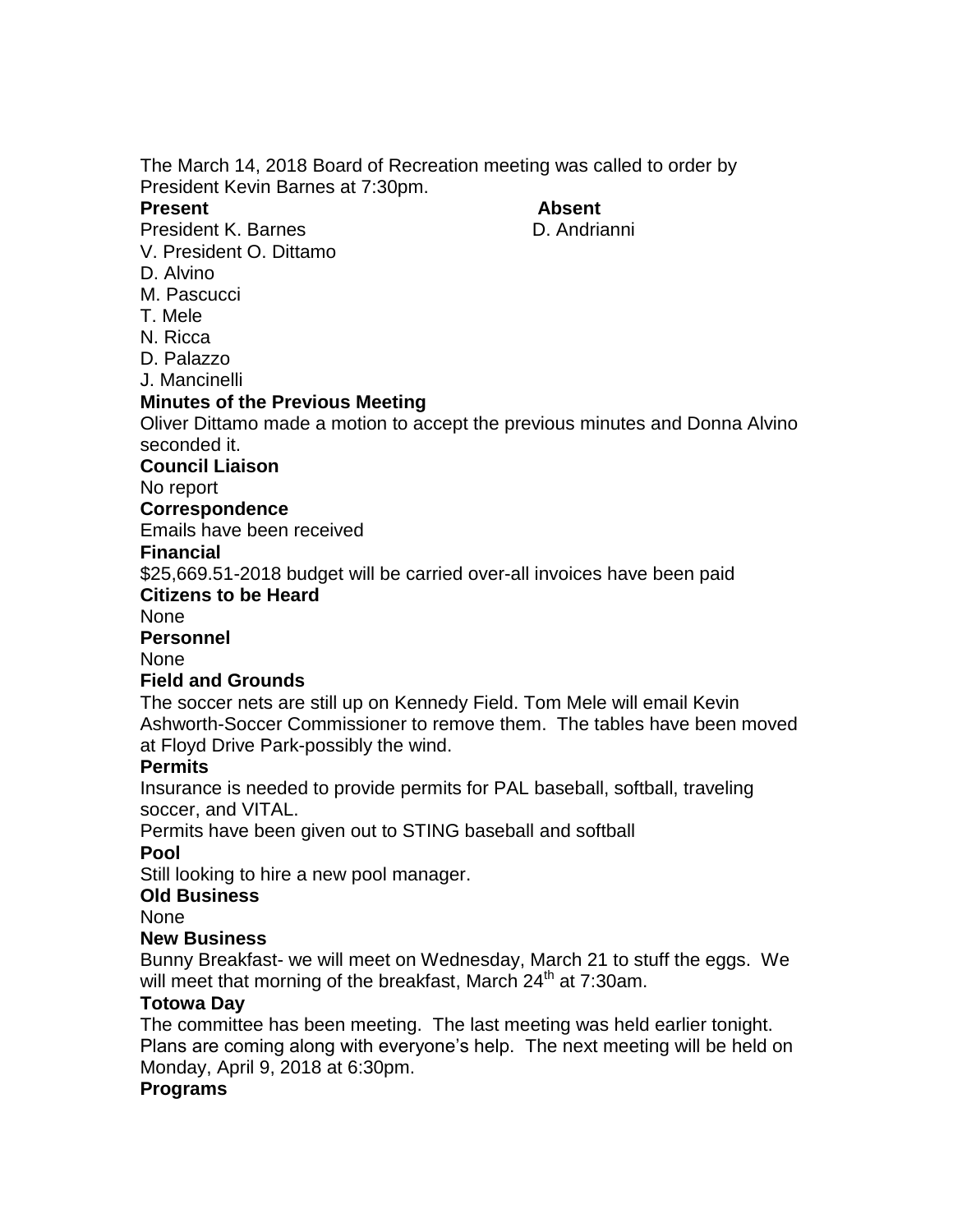The March 14, 2018 Board of Recreation meeting was called to order by President Kevin Barnes at 7:30pm.

| **Present** | **Absent** |
|---|---|
| President K. Barnes | D. Andrianni |
| V. President O. Dittamo | |
| D. Alvino | |
| M. Pascucci | |
| T. Mele | |
| N. Ricca | |
| D. Palazzo | |
| J. Mancinelli | |

**Minutes of the Previous Meeting**

Oliver Dittamo made a motion to accept the previous minutes and Donna Alvino seconded it.

**Council Liaison**

No report

**Correspondence**

Emails have been received

**Financial**

$25,669.51-2018 budget will be carried over-all invoices have been paid

**Citizens to be Heard**

None

**Personnel**

None

**Field and Grounds**

The soccer nets are still up on Kennedy Field. Tom Mele will email Kevin Ashworth-Soccer Commissioner to remove them. The tables have been moved at Floyd Drive Park-possibly the wind.

**Permits**

Insurance is needed to provide permits for PAL baseball, softball, traveling soccer, and VITAL.

Permits have been given out to STING baseball and softball

**Pool**

Still looking to hire a new pool manager.

**Old Business**

None

**New Business**

Bunny Breakfast- we will meet on Wednesday, March 21 to stuff the eggs. We will meet that morning of the breakfast, March 24th at 7:30am.

**Totowa Day**

The committee has been meeting. The last meeting was held earlier tonight. Plans are coming along with everyone's help. The next meeting will be held on Monday, April 9, 2018 at 6:30pm.

**Programs**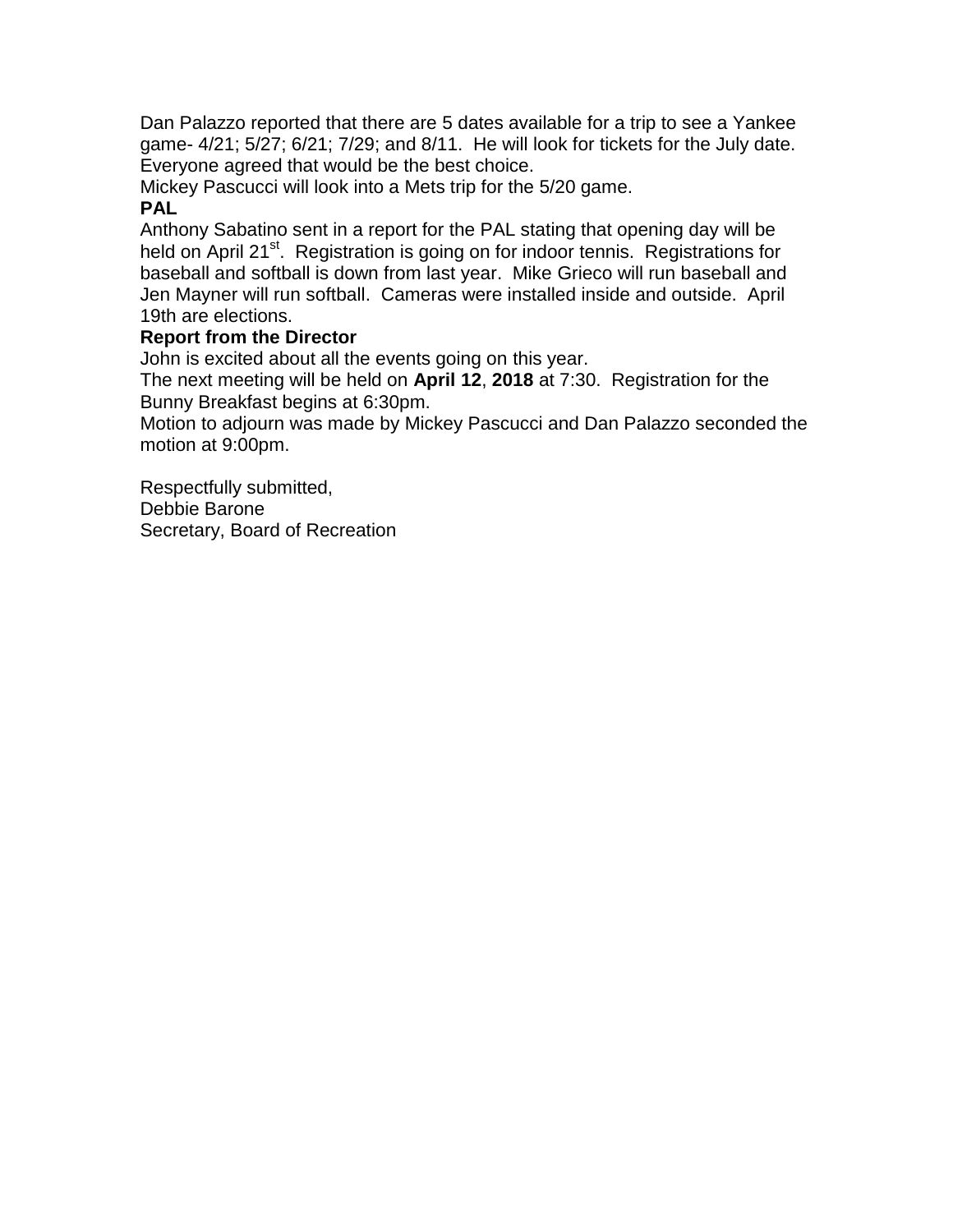Dan Palazzo reported that there are 5 dates available for a trip to see a Yankee game- 4/21; 5/27; 6/21; 7/29; and 8/11. He will look for tickets for the July date. Everyone agreed that would be the best choice.

Mickey Pascucci will look into a Mets trip for the 5/20 game.

**PAL**

Anthony Sabatino sent in a report for the PAL stating that opening day will be held on April 21st. Registration is going on for indoor tennis. Registrations for baseball and softball is down from last year. Mike Grieco will run baseball and Jen Mayner will run softball. Cameras were installed inside and outside. April 19th are elections.

**Report from the Director**

John is excited about all the events going on this year.

The next meeting will be held on **April 12**, **2018** at 7:30. Registration for the Bunny Breakfast begins at 6:30pm.

Motion to adjourn was made by Mickey Pascucci and Dan Palazzo seconded the motion at 9:00pm.

Respectfully submitted,
Debbie Barone
Secretary, Board of Recreation